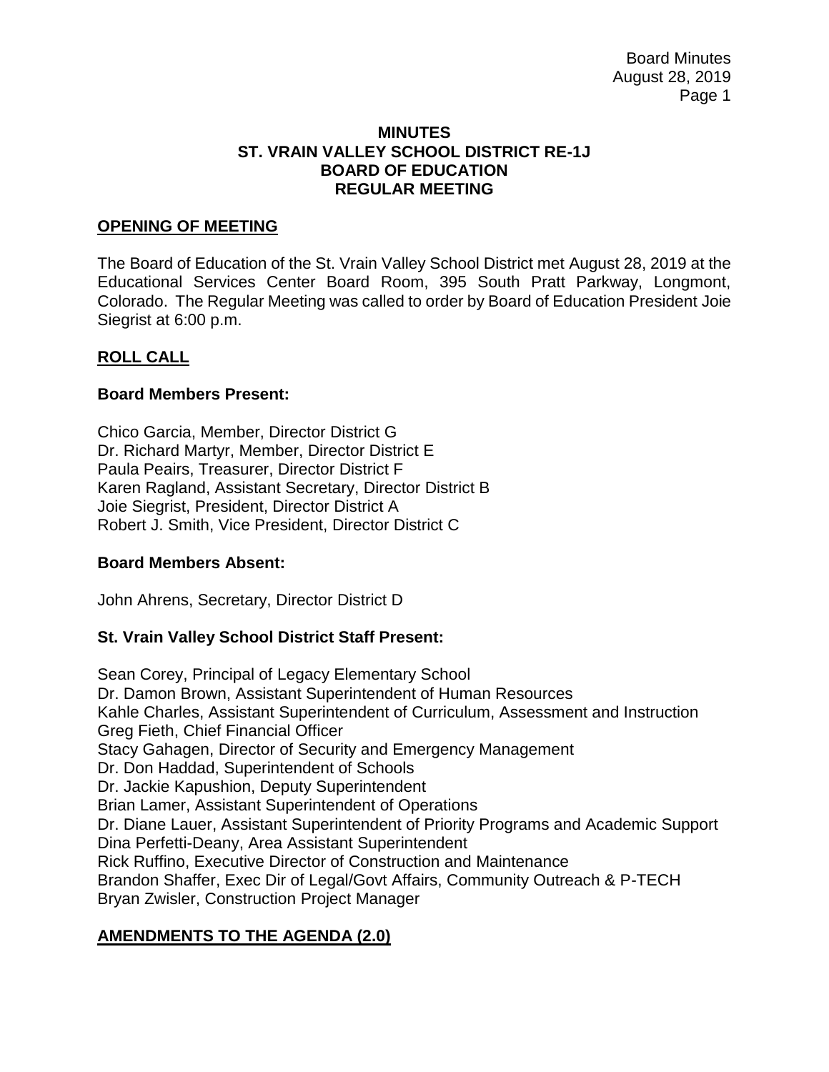# MINUTES
# ST. VRAIN VALLEY SCHOOL DISTRICT RE-1J
# BOARD OF EDUCATION
# REGULAR MEETING

## OPENING OF MEETING

The Board of Education of the St. Vrain Valley School District met August 28, 2019 at the Educational Services Center Board Room, 395 South Pratt Parkway, Longmont, Colorado. The Regular Meeting was called to order by Board of Education President Joie Siegrist at 6:00 p.m.

## ROLL CALL

### Board Members Present:

Chico Garcia, Member, Director District G
Dr. Richard Martyr, Member, Director District E
Paula Peairs, Treasurer, Director District F
Karen Ragland, Assistant Secretary, Director District B
Joie Siegrist, President, Director District A
Robert J. Smith, Vice President, Director District C

### Board Members Absent:

John Ahrens, Secretary, Director District D

### St. Vrain Valley School District Staff Present:

Sean Corey, Principal of Legacy Elementary School
Dr. Damon Brown, Assistant Superintendent of Human Resources
Kahle Charles, Assistant Superintendent of Curriculum, Assessment and Instruction
Greg Fieth, Chief Financial Officer
Stacy Gahagen, Director of Security and Emergency Management
Dr. Don Haddad, Superintendent of Schools
Dr. Jackie Kapushion, Deputy Superintendent
Brian Lamer, Assistant Superintendent of Operations
Dr. Diane Lauer, Assistant Superintendent of Priority Programs and Academic Support
Dina Perfetti-Deany, Area Assistant Superintendent
Rick Ruffino, Executive Director of Construction and Maintenance
Brandon Shaffer, Exec Dir of Legal/Govt Affairs, Community Outreach & P-TECH
Bryan Zwisler, Construction Project Manager

## AMENDMENTS TO THE AGENDA (2.0)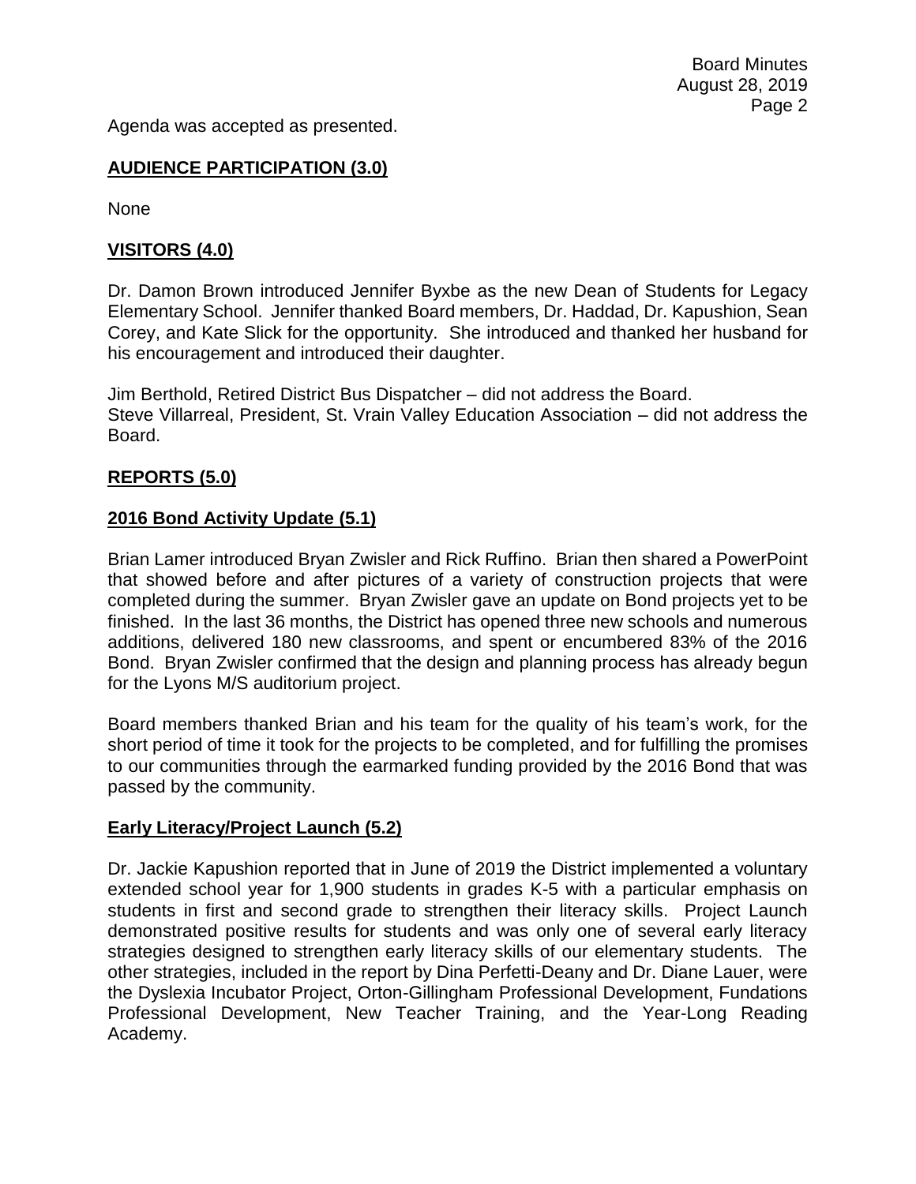Agenda was accepted as presented.

## AUDIENCE PARTICIPATION (3.0)

None

## VISITORS (4.0)

Dr. Damon Brown introduced Jennifer Byxbe as the new Dean of Students for Legacy Elementary School. Jennifer thanked Board members, Dr. Haddad, Dr. Kapushion, Sean Corey, and Kate Slick for the opportunity. She introduced and thanked her husband for his encouragement and introduced their daughter.

Jim Berthold, Retired District Bus Dispatcher – did not address the Board.
Steve Villarreal, President, St. Vrain Valley Education Association – did not address the Board.

## REPORTS (5.0)

### 2016 Bond Activity Update (5.1)

Brian Lamer introduced Bryan Zwisler and Rick Ruffino. Brian then shared a PowerPoint that showed before and after pictures of a variety of construction projects that were completed during the summer. Bryan Zwisler gave an update on Bond projects yet to be finished. In the last 36 months, the District has opened three new schools and numerous additions, delivered 180 new classrooms, and spent or encumbered 83% of the 2016 Bond. Bryan Zwisler confirmed that the design and planning process has already begun for the Lyons M/S auditorium project.

Board members thanked Brian and his team for the quality of his team's work, for the short period of time it took for the projects to be completed, and for fulfilling the promises to our communities through the earmarked funding provided by the 2016 Bond that was passed by the community.

### Early Literacy/Project Launch (5.2)

Dr. Jackie Kapushion reported that in June of 2019 the District implemented a voluntary extended school year for 1,900 students in grades K-5 with a particular emphasis on students in first and second grade to strengthen their literacy skills. Project Launch demonstrated positive results for students and was only one of several early literacy strategies designed to strengthen early literacy skills of our elementary students. The other strategies, included in the report by Dina Perfetti-Deany and Dr. Diane Lauer, were the Dyslexia Incubator Project, Orton-Gillingham Professional Development, Fundations Professional Development, New Teacher Training, and the Year-Long Reading Academy.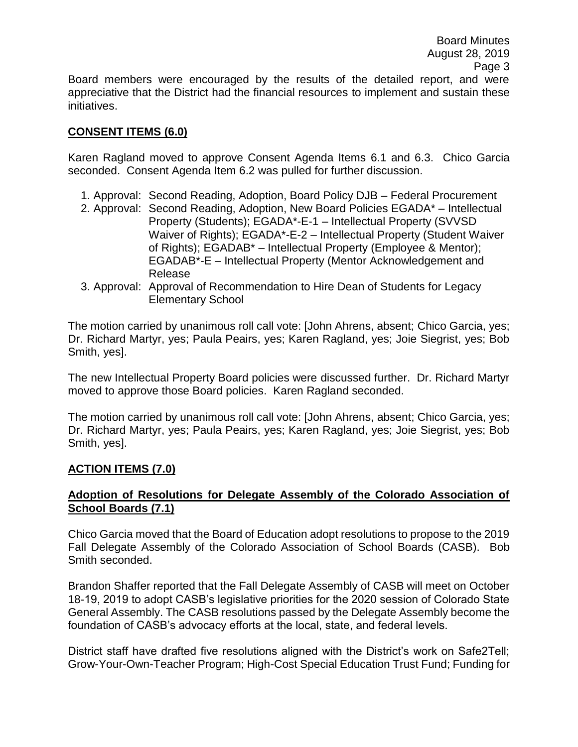Board members were encouraged by the results of the detailed report, and were appreciative that the District had the financial resources to implement and sustain these initiatives.

## **CONSENT ITEMS (6.0)**

Karen Ragland moved to approve Consent Agenda Items 6.1 and 6.3. Chico Garcia seconded. Consent Agenda Item 6.2 was pulled for further discussion.

1. Approval: Second Reading, Adoption, Board Policy DJB – Federal Procurement
2. Approval: Second Reading, Adoption, New Board Policies EGADA* – Intellectual Property (Students); EGADA*-E-1 – Intellectual Property (SVVSD Waiver of Rights); EGADA*-E-2 – Intellectual Property (Student Waiver of Rights); EGADAB* – Intellectual Property (Employee & Mentor); EGADAB*-E – Intellectual Property (Mentor Acknowledgement and Release
3. Approval: Approval of Recommendation to Hire Dean of Students for Legacy Elementary School

The motion carried by unanimous roll call vote: [John Ahrens, absent; Chico Garcia, yes; Dr. Richard Martyr, yes; Paula Peairs, yes; Karen Ragland, yes; Joie Siegrist, yes; Bob Smith, yes].

The new Intellectual Property Board policies were discussed further. Dr. Richard Martyr moved to approve those Board policies. Karen Ragland seconded.

The motion carried by unanimous roll call vote: [John Ahrens, absent; Chico Garcia, yes; Dr. Richard Martyr, yes; Paula Peairs, yes; Karen Ragland, yes; Joie Siegrist, yes; Bob Smith, yes].

## **ACTION ITEMS (7.0)**

### **Adoption of Resolutions for Delegate Assembly of the Colorado Association of School Boards (7.1)**

Chico Garcia moved that the Board of Education adopt resolutions to propose to the 2019 Fall Delegate Assembly of the Colorado Association of School Boards (CASB). Bob Smith seconded.

Brandon Shaffer reported that the Fall Delegate Assembly of CASB will meet on October 18-19, 2019 to adopt CASB's legislative priorities for the 2020 session of Colorado State General Assembly. The CASB resolutions passed by the Delegate Assembly become the foundation of CASB's advocacy efforts at the local, state, and federal levels.

District staff have drafted five resolutions aligned with the District's work on Safe2Tell; Grow-Your-Own-Teacher Program; High-Cost Special Education Trust Fund; Funding for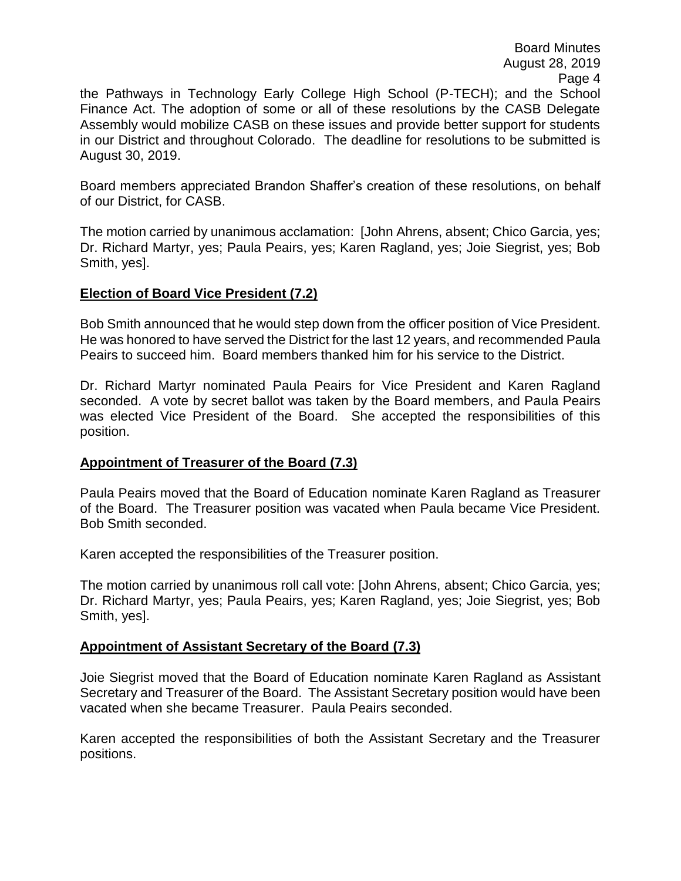the Pathways in Technology Early College High School (P-TECH); and the School Finance Act. The adoption of some or all of these resolutions by the CASB Delegate Assembly would mobilize CASB on these issues and provide better support for students in our District and throughout Colorado. The deadline for resolutions to be submitted is August 30, 2019.

Board members appreciated Brandon Shaffer's creation of these resolutions, on behalf of our District, for CASB.

The motion carried by unanimous acclamation: [John Ahrens, absent; Chico Garcia, yes; Dr. Richard Martyr, yes; Paula Peairs, yes; Karen Ragland, yes; Joie Siegrist, yes; Bob Smith, yes].

**Election of Board Vice President (7.2)**

Bob Smith announced that he would step down from the officer position of Vice President. He was honored to have served the District for the last 12 years, and recommended Paula Peairs to succeed him. Board members thanked him for his service to the District.

Dr. Richard Martyr nominated Paula Peairs for Vice President and Karen Ragland seconded. A vote by secret ballot was taken by the Board members, and Paula Peairs was elected Vice President of the Board. She accepted the responsibilities of this position.

**Appointment of Treasurer of the Board (7.3)**

Paula Peairs moved that the Board of Education nominate Karen Ragland as Treasurer of the Board. The Treasurer position was vacated when Paula became Vice President. Bob Smith seconded.

Karen accepted the responsibilities of the Treasurer position.

The motion carried by unanimous roll call vote: [John Ahrens, absent; Chico Garcia, yes; Dr. Richard Martyr, yes; Paula Peairs, yes; Karen Ragland, yes; Joie Siegrist, yes; Bob Smith, yes].

**Appointment of Assistant Secretary of the Board (7.3)**

Joie Siegrist moved that the Board of Education nominate Karen Ragland as Assistant Secretary and Treasurer of the Board. The Assistant Secretary position would have been vacated when she became Treasurer. Paula Peairs seconded.

Karen accepted the responsibilities of both the Assistant Secretary and the Treasurer positions.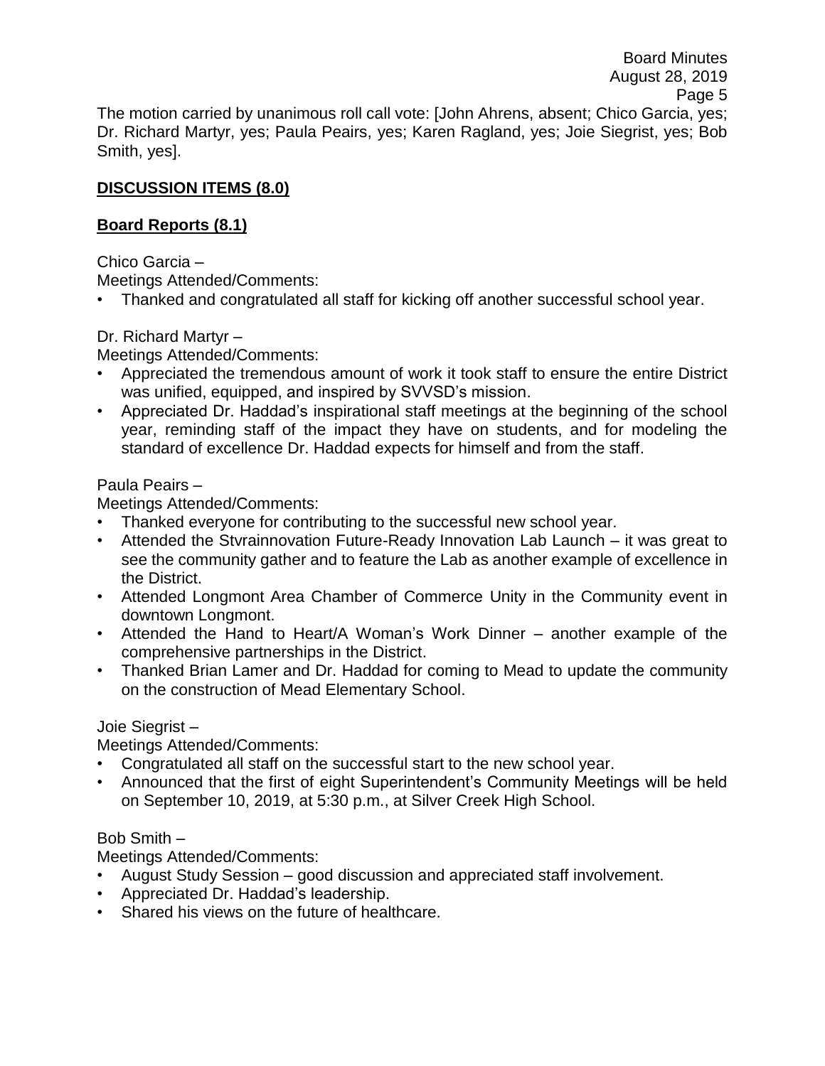The motion carried by unanimous roll call vote: [John Ahrens, absent; Chico Garcia, yes; Dr. Richard Martyr, yes; Paula Peairs, yes; Karen Ragland, yes; Joie Siegrist, yes; Bob Smith, yes].

## DISCUSSION ITEMS (8.0)

### Board Reports (8.1)

Chico Garcia –
Meetings Attended/Comments:

- Thanked and congratulated all staff for kicking off another successful school year.

Dr. Richard Martyr –
Meetings Attended/Comments:

- Appreciated the tremendous amount of work it took staff to ensure the entire District was unified, equipped, and inspired by SVVSD's mission.
- Appreciated Dr. Haddad's inspirational staff meetings at the beginning of the school year, reminding staff of the impact they have on students, and for modeling the standard of excellence Dr. Haddad expects for himself and from the staff.

Paula Peairs –
Meetings Attended/Comments:

- Thanked everyone for contributing to the successful new school year.
- Attended the Stvrainnovation Future-Ready Innovation Lab Launch – it was great to see the community gather and to feature the Lab as another example of excellence in the District.
- Attended Longmont Area Chamber of Commerce Unity in the Community event in downtown Longmont.
- Attended the Hand to Heart/A Woman's Work Dinner – another example of the comprehensive partnerships in the District.
- Thanked Brian Lamer and Dr. Haddad for coming to Mead to update the community on the construction of Mead Elementary School.

Joie Siegrist –
Meetings Attended/Comments:

- Congratulated all staff on the successful start to the new school year.
- Announced that the first of eight Superintendent's Community Meetings will be held on September 10, 2019, at 5:30 p.m., at Silver Creek High School.

Bob Smith –
Meetings Attended/Comments:

- August Study Session – good discussion and appreciated staff involvement.
- Appreciated Dr. Haddad's leadership.
- Shared his views on the future of healthcare.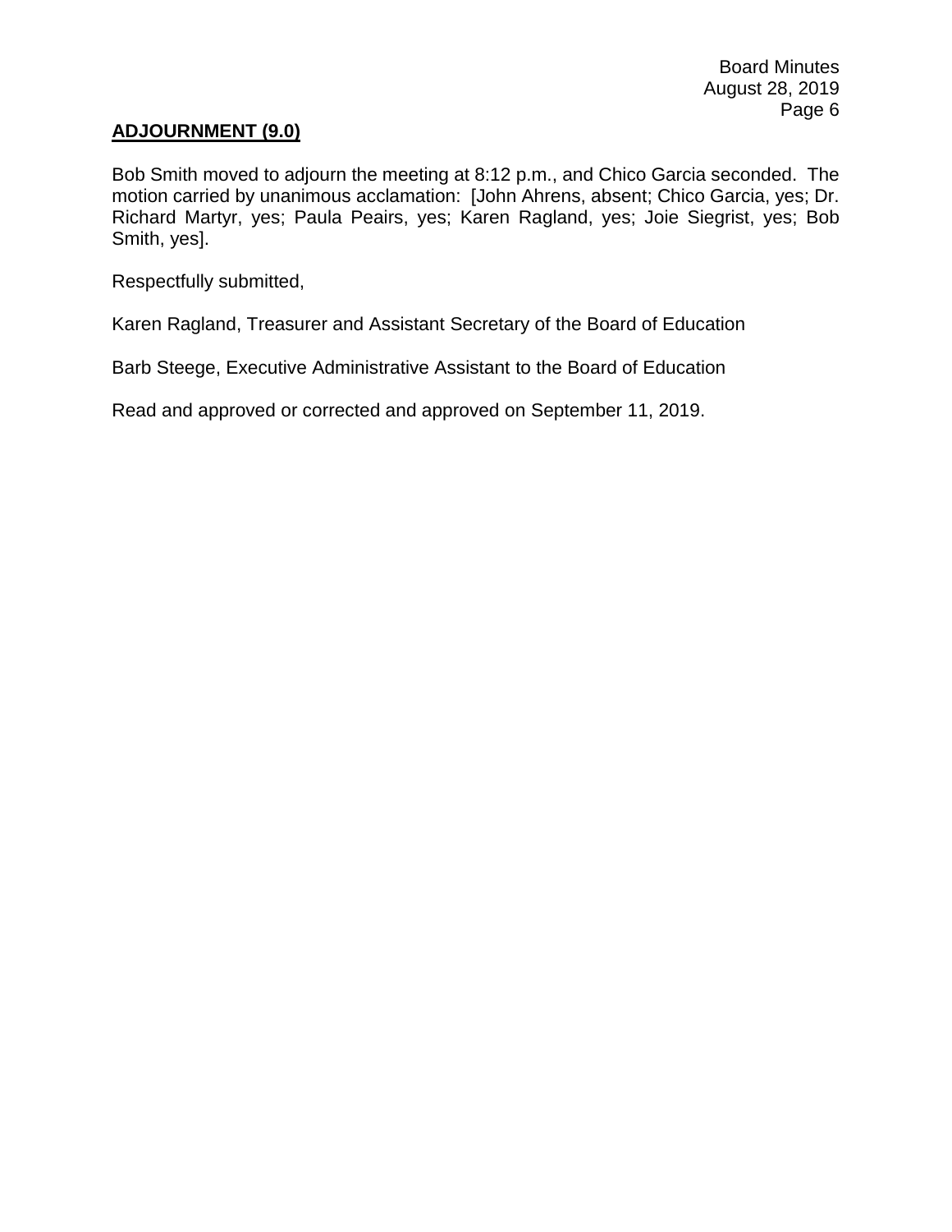**ADJOURNMENT (9.0)**

Bob Smith moved to adjourn the meeting at 8:12 p.m., and Chico Garcia seconded. The motion carried by unanimous acclamation: [John Ahrens, absent; Chico Garcia, yes; Dr. Richard Martyr, yes; Paula Peairs, yes; Karen Ragland, yes; Joie Siegrist, yes; Bob Smith, yes].

Respectfully submitted,

Karen Ragland, Treasurer and Assistant Secretary of the Board of Education

Barb Steege, Executive Administrative Assistant to the Board of Education

Read and approved or corrected and approved on September 11, 2019.